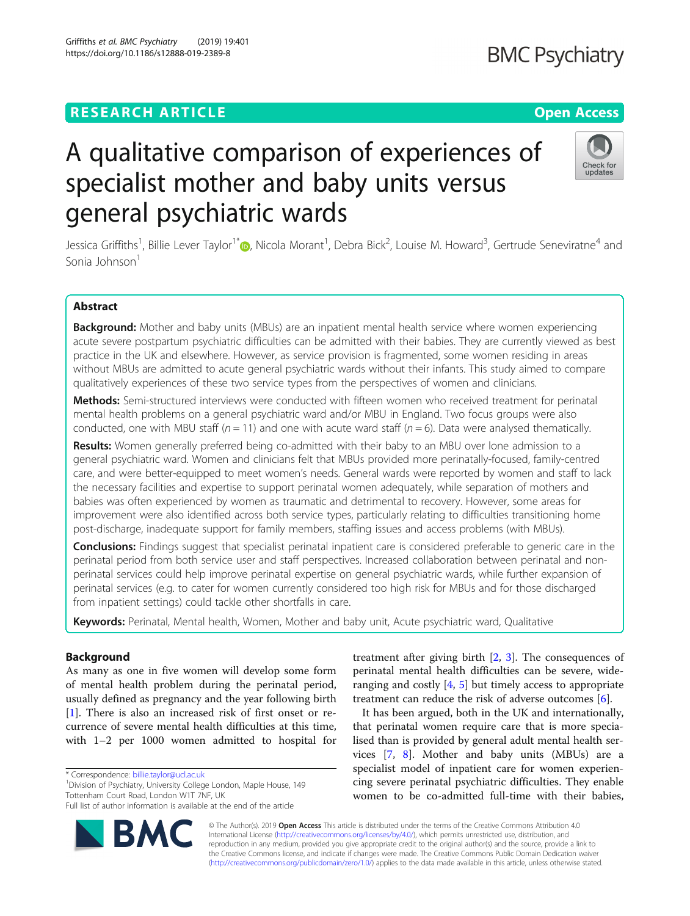RESEARCH ARTICLE

Open Access

# A qualitative comparison of experiences of specialist mother and baby units versus general psychiatric wards

Jessica Griffiths[1], Billie Lever Taylor[1*], Nicola Morant[1], Debra Bick[2], Louise M. Howard[3], Gertrude Seneviratne[4] and Sonia Johnson[1]

## Abstract

**Background:** Mother and baby units (MBUs) are an inpatient mental health service where women experiencing acute severe postpartum psychiatric difficulties can be admitted with their babies. They are currently viewed as best practice in the UK and elsewhere. However, as service provision is fragmented, some women residing in areas without MBUs are admitted to acute general psychiatric wards without their infants. This study aimed to compare qualitatively experiences of these two service types from the perspectives of women and clinicians.

**Methods:** Semi-structured interviews were conducted with fifteen women who received treatment for perinatal mental health problems on a general psychiatric ward and/or MBU in England. Two focus groups were also conducted, one with MBU staff ($n = 11$) and one with acute ward staff ($n = 6$). Data were analysed thematically.

**Results:** Women generally preferred being co-admitted with their baby to an MBU over lone admission to a general psychiatric ward. Women and clinicians felt that MBUs provided more perinatally-focused, family-centred care, and were better-equipped to meet women's needs. General wards were reported by women and staff to lack the necessary facilities and expertise to support perinatal women adequately, while separation of mothers and babies was often experienced by women as traumatic and detrimental to recovery. However, some areas for improvement were also identified across both service types, particularly relating to difficulties transitioning home post-discharge, inadequate support for family members, staffing issues and access problems (with MBUs).

**Conclusions:** Findings suggest that specialist perinatal inpatient care is considered preferable to generic care in the perinatal period from both service user and staff perspectives. Increased collaboration between perinatal and non-perinatal services could help improve perinatal expertise on general psychiatric wards, while further expansion of perinatal services (e.g. to cater for women currently considered too high risk for MBUs and for those discharged from inpatient settings) could tackle other shortfalls in care.

**Keywords:** Perinatal, Mental health, Women, Mother and baby unit, Acute psychiatric ward, Qualitative

## Background

As many as one in five women will develop some form of mental health problem during the perinatal period, usually defined as pregnancy and the year following birth [1]. There is also an increased risk of first onset or recurrence of severe mental health difficulties at this time, with 1–2 per 1000 women admitted to hospital for treatment after giving birth [2, 3]. The consequences of perinatal mental health difficulties can be severe, wide-ranging and costly [4, 5] but timely access to appropriate treatment can reduce the risk of adverse outcomes [6].

It has been argued, both in the UK and internationally, that perinatal women require care that is more specialised than is provided by general adult mental health services [7, 8]. Mother and baby units (MBUs) are a specialist model of inpatient care for women experiencing severe perinatal psychiatric difficulties. They enable women to be co-admitted full-time with their babies,

* Correspondence: billie.taylor@ucl.ac.uk
[1]Division of Psychiatry, University College London, Maple House, 149 Tottenham Court Road, London W1T 7NF, UK
Full list of author information is available at the end of the article

© The Author(s). 2019 **Open Access** This article is distributed under the terms of the Creative Commons Attribution 4.0 International License (http://creativecommons.org/licenses/by/4.0/), which permits unrestricted use, distribution, and reproduction in any medium, provided you give appropriate credit to the original author(s) and the source, provide a link to the Creative Commons license, and indicate if changes were made. The Creative Commons Public Domain Dedication waiver (http://creativecommons.org/publicdomain/zero/1.0/) applies to the data made available in this article, unless otherwise stated.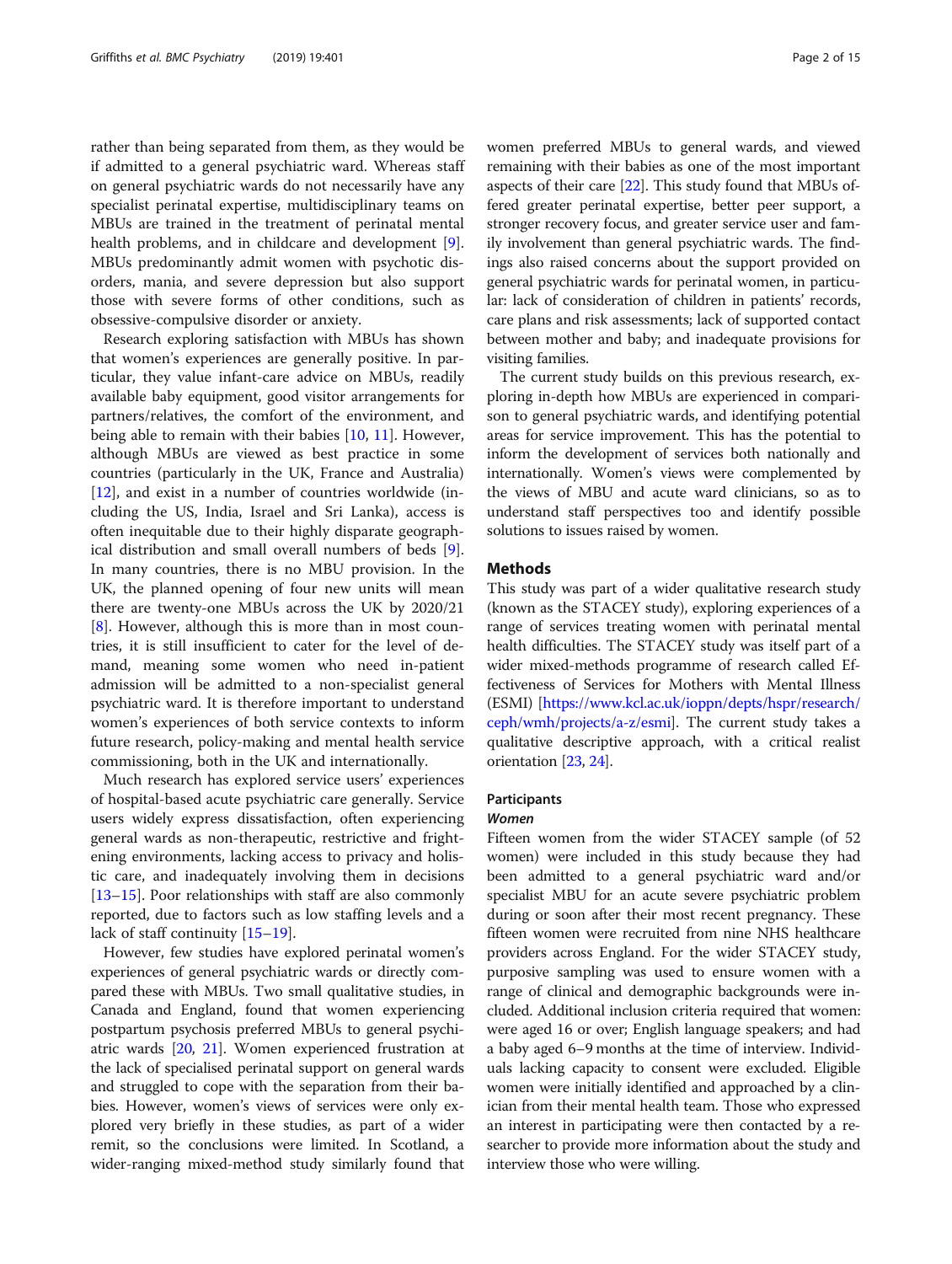rather than being separated from them, as they would be if admitted to a general psychiatric ward. Whereas staff on general psychiatric wards do not necessarily have any specialist perinatal expertise, multidisciplinary teams on MBUs are trained in the treatment of perinatal mental health problems, and in childcare and development [9]. MBUs predominantly admit women with psychotic disorders, mania, and severe depression but also support those with severe forms of other conditions, such as obsessive-compulsive disorder or anxiety.

Research exploring satisfaction with MBUs has shown that women's experiences are generally positive. In particular, they value infant-care advice on MBUs, readily available baby equipment, good visitor arrangements for partners/relatives, the comfort of the environment, and being able to remain with their babies [10, 11]. However, although MBUs are viewed as best practice in some countries (particularly in the UK, France and Australia) [12], and exist in a number of countries worldwide (including the US, India, Israel and Sri Lanka), access is often inequitable due to their highly disparate geographical distribution and small overall numbers of beds [9]. In many countries, there is no MBU provision. In the UK, the planned opening of four new units will mean there are twenty-one MBUs across the UK by 2020/21 [8]. However, although this is more than in most countries, it is still insufficient to cater for the level of demand, meaning some women who need in-patient admission will be admitted to a non-specialist general psychiatric ward. It is therefore important to understand women's experiences of both service contexts to inform future research, policy-making and mental health service commissioning, both in the UK and internationally.

Much research has explored service users' experiences of hospital-based acute psychiatric care generally. Service users widely express dissatisfaction, often experiencing general wards as non-therapeutic, restrictive and frightening environments, lacking access to privacy and holistic care, and inadequately involving them in decisions [13–15]. Poor relationships with staff are also commonly reported, due to factors such as low staffing levels and a lack of staff continuity [15–19].

However, few studies have explored perinatal women's experiences of general psychiatric wards or directly compared these with MBUs. Two small qualitative studies, in Canada and England, found that women experiencing postpartum psychosis preferred MBUs to general psychiatric wards [20, 21]. Women experienced frustration at the lack of specialised perinatal support on general wards and struggled to cope with the separation from their babies. However, women's views of services were only explored very briefly in these studies, as part of a wider remit, so the conclusions were limited. In Scotland, a wider-ranging mixed-method study similarly found that women preferred MBUs to general wards, and viewed remaining with their babies as one of the most important aspects of their care [22]. This study found that MBUs offered greater perinatal expertise, better peer support, a stronger recovery focus, and greater service user and family involvement than general psychiatric wards. The findings also raised concerns about the support provided on general psychiatric wards for perinatal women, in particular: lack of consideration of children in patients' records, care plans and risk assessments; lack of supported contact between mother and baby; and inadequate provisions for visiting families.

The current study builds on this previous research, exploring in-depth how MBUs are experienced in comparison to general psychiatric wards, and identifying potential areas for service improvement. This has the potential to inform the development of services both nationally and internationally. Women's views were complemented by the views of MBU and acute ward clinicians, so as to understand staff perspectives too and identify possible solutions to issues raised by women.

## Methods

This study was part of a wider qualitative research study (known as the STACEY study), exploring experiences of a range of services treating women with perinatal mental health difficulties. The STACEY study was itself part of a wider mixed-methods programme of research called Effectiveness of Services for Mothers with Mental Illness (ESMI) [https://www.kcl.ac.uk/ioppn/depts/hspr/research/ceph/wmh/projects/a-z/esmi]. The current study takes a qualitative descriptive approach, with a critical realist orientation [23, 24].

### Participants

#### *Women*

Fifteen women from the wider STACEY sample (of 52 women) were included in this study because they had been admitted to a general psychiatric ward and/or specialist MBU for an acute severe psychiatric problem during or soon after their most recent pregnancy. These fifteen women were recruited from nine NHS healthcare providers across England. For the wider STACEY study, purposive sampling was used to ensure women with a range of clinical and demographic backgrounds were included. Additional inclusion criteria required that women: were aged 16 or over; English language speakers; and had a baby aged 6–9 months at the time of interview. Individuals lacking capacity to consent were excluded. Eligible women were initially identified and approached by a clinician from their mental health team. Those who expressed an interest in participating were then contacted by a researcher to provide more information about the study and interview those who were willing.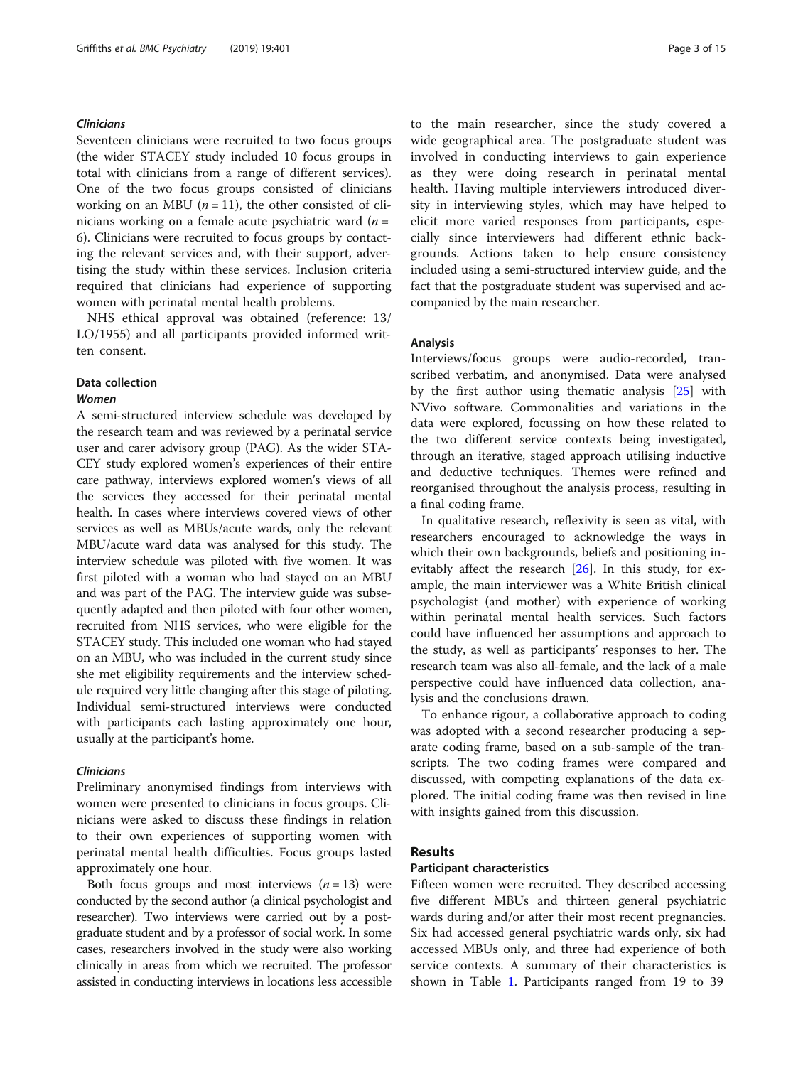#### *Clinicians*

Seventeen clinicians were recruited to two focus groups (the wider STACEY study included 10 focus groups in total with clinicians from a range of different services). One of the two focus groups consisted of clinicians working on an MBU ($n = 11$), the other consisted of clinicians working on a female acute psychiatric ward ($n = 6$). Clinicians were recruited to focus groups by contacting the relevant services and, with their support, advertising the study within these services. Inclusion criteria required that clinicians had experience of supporting women with perinatal mental health problems.

NHS ethical approval was obtained (reference: 13/LO/1955) and all participants provided informed written consent.

### Data collection

#### *Women*

A semi-structured interview schedule was developed by the research team and was reviewed by a perinatal service user and carer advisory group (PAG). As the wider STACEY study explored women's experiences of their entire care pathway, interviews explored women's views of all the services they accessed for their perinatal mental health. In cases where interviews covered views of other services as well as MBUs/acute wards, only the relevant MBU/acute ward data was analysed for this study. The interview schedule was piloted with five women. It was first piloted with a woman who had stayed on an MBU and was part of the PAG. The interview guide was subsequently adapted and then piloted with four other women, recruited from NHS services, who were eligible for the STACEY study. This included one woman who had stayed on an MBU, who was included in the current study since she met eligibility requirements and the interview schedule required very little changing after this stage of piloting. Individual semi-structured interviews were conducted with participants each lasting approximately one hour, usually at the participant's home.

#### *Clinicians*

Preliminary anonymised findings from interviews with women were presented to clinicians in focus groups. Clinicians were asked to discuss these findings in relation to their own experiences of supporting women with perinatal mental health difficulties. Focus groups lasted approximately one hour.

Both focus groups and most interviews ($n = 13$) were conducted by the second author (a clinical psychologist and researcher). Two interviews were carried out by a postgraduate student and by a professor of social work. In some cases, researchers involved in the study were also working clinically in areas from which we recruited. The professor assisted in conducting interviews in locations less accessible to the main researcher, since the study covered a wide geographical area. The postgraduate student was involved in conducting interviews to gain experience as they were doing research in perinatal mental health. Having multiple interviewers introduced diversity in interviewing styles, which may have helped to elicit more varied responses from participants, especially since interviewers had different ethnic backgrounds. Actions taken to help ensure consistency included using a semi-structured interview guide, and the fact that the postgraduate student was supervised and accompanied by the main researcher.

### Analysis

Interviews/focus groups were audio-recorded, transcribed verbatim, and anonymised. Data were analysed by the first author using thematic analysis [25] with NVivo software. Commonalities and variations in the data were explored, focussing on how these related to the two different service contexts being investigated, through an iterative, staged approach utilising inductive and deductive techniques. Themes were refined and reorganised throughout the analysis process, resulting in a final coding frame.

In qualitative research, reflexivity is seen as vital, with researchers encouraged to acknowledge the ways in which their own backgrounds, beliefs and positioning inevitably affect the research [26]. In this study, for example, the main interviewer was a White British clinical psychologist (and mother) with experience of working within perinatal mental health services. Such factors could have influenced her assumptions and approach to the study, as well as participants' responses to her. The research team was also all-female, and the lack of a male perspective could have influenced data collection, analysis and the conclusions drawn.

To enhance rigour, a collaborative approach to coding was adopted with a second researcher producing a separate coding frame, based on a sub-sample of the transcripts. The two coding frames were compared and discussed, with competing explanations of the data explored. The initial coding frame was then revised in line with insights gained from this discussion.

## Results

### Participant characteristics

Fifteen women were recruited. They described accessing five different MBUs and thirteen general psychiatric wards during and/or after their most recent pregnancies. Six had accessed general psychiatric wards only, six had accessed MBUs only, and three had experience of both service contexts. A summary of their characteristics is shown in Table 1. Participants ranged from 19 to 39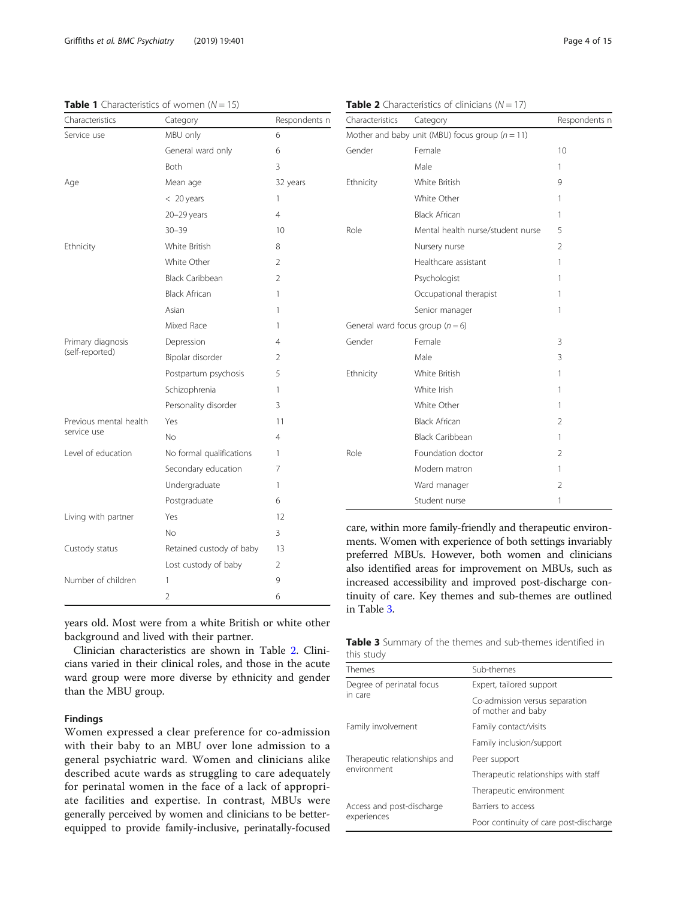**Table 1** Characteristics of women ($N = 15$)

| Characteristics | Category | Respondents n |
|---|---|---|
| Service use | MBU only | 6 |
| | General ward only | 6 |
| | Both | 3 |
| Age | Mean age | 32 years |
| | < 20 years | 1 |
| | 20–29 years | 4 |
| | 30–39 | 10 |
| Ethnicity | White British | 8 |
| | White Other | 2 |
| | Black Caribbean | 2 |
| | Black African | 1 |
| | Asian | 1 |
| | Mixed Race | 1 |
| Primary diagnosis (self-reported) | Depression | 4 |
| | Bipolar disorder | 2 |
| | Postpartum psychosis | 5 |
| | Schizophrenia | 1 |
| | Personality disorder | 3 |
| Previous mental health service use | Yes | 11 |
| | No | 4 |
| Level of education | No formal qualifications | 1 |
| | Secondary education | 7 |
| | Undergraduate | 1 |
| | Postgraduate | 6 |
| Living with partner | Yes | 12 |
| | No | 3 |
| Custody status | Retained custody of baby | 13 |
| | Lost custody of baby | 2 |
| Number of children | 1 | 9 |
| | 2 | 6 |

years old. Most were from a white British or white other background and lived with their partner.

Clinician characteristics are shown in Table 2. Clinicians varied in their clinical roles, and those in the acute ward group were more diverse by ethnicity and gender than the MBU group.

**Table 2** Characteristics of clinicians ($N = 17$)

| Characteristics | Category | Respondents n |
|---|---|---|
| Mother and baby unit (MBU) focus group ($n = 11$) | | |
| Gender | Female | 10 |
| | Male | 1 |
| Ethnicity | White British | 9 |
| | White Other | 1 |
| | Black African | 1 |
| Role | Mental health nurse/student nurse | 5 |
| | Nursery nurse | 2 |
| | Healthcare assistant | 1 |
| | Psychologist | 1 |
| | Occupational therapist | 1 |
| | Senior manager | 1 |
| General ward focus group ($n = 6$) | | |
| Gender | Female | 3 |
| | Male | 3 |
| Ethnicity | White British | 1 |
| | White Irish | 1 |
| | White Other | 1 |
| | Black African | 2 |
| | Black Caribbean | 1 |
| Role | Foundation doctor | 2 |
| | Modern matron | 1 |
| | Ward manager | 2 |
| | Student nurse | 1 |

### Findings

Women expressed a clear preference for co-admission with their baby to an MBU over lone admission to a general psychiatric ward. Women and clinicians alike described acute wards as struggling to care adequately for perinatal women in the face of a lack of appropriate facilities and expertise. In contrast, MBUs were generally perceived by women and clinicians to be better-equipped to provide family-inclusive, perinatally-focused care, within more family-friendly and therapeutic environments. Women with experience of both settings invariably preferred MBUs. However, both women and clinicians also identified areas for improvement on MBUs, such as increased accessibility and improved post-discharge continuity of care. Key themes and sub-themes are outlined in Table 3.

**Table 3** Summary of the themes and sub-themes identified in this study

| Themes | Sub-themes |
|---|---|
| Degree of perinatal focus in care | Expert, tailored support |
| | Co-admission versus separation of mother and baby |
| Family involvement | Family contact/visits |
| | Family inclusion/support |
| Therapeutic relationships and environment | Peer support |
| | Therapeutic relationships with staff |
| | Therapeutic environment |
| Access and post-discharge experiences | Barriers to access |
| | Poor continuity of care post-discharge |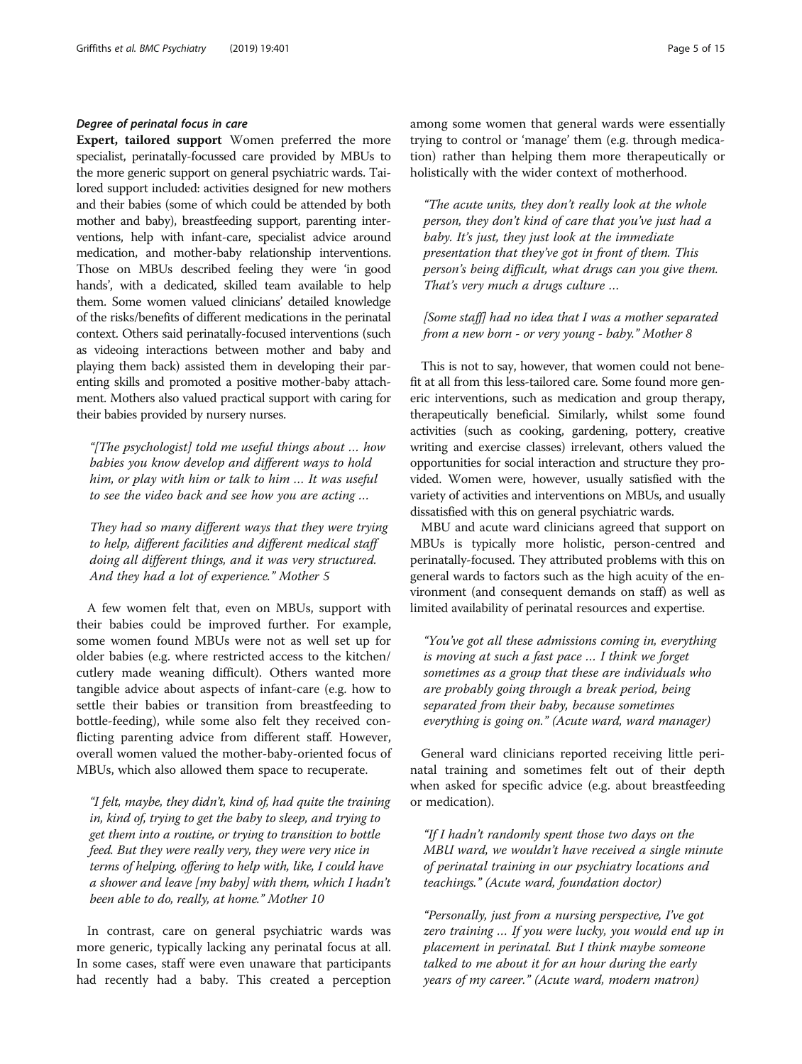#### *Degree of perinatal focus in care*

**Expert, tailored support** Women preferred the more specialist, perinatally-focussed care provided by MBUs to the more generic support on general psychiatric wards. Tailored support included: activities designed for new mothers and their babies (some of which could be attended by both mother and baby), breastfeeding support, parenting interventions, help with infant-care, specialist advice around medication, and mother-baby relationship interventions. Those on MBUs described feeling they were 'in good hands', with a dedicated, skilled team available to help them. Some women valued clinicians' detailed knowledge of the risks/benefits of different medications in the perinatal context. Others said perinatally-focused interventions (such as videoing interactions between mother and baby and playing them back) assisted them in developing their parenting skills and promoted a positive mother-baby attachment. Mothers also valued practical support with caring for their babies provided by nursery nurses.

> *"[The psychologist] told me useful things about … how babies you know develop and different ways to hold him, or play with him or talk to him … It was useful to see the video back and see how you are acting …*
>
> *They had so many different ways that they were trying to help, different facilities and different medical staff doing all different things, and it was very structured. And they had a lot of experience." Mother 5*

A few women felt that, even on MBUs, support with their babies could be improved further. For example, some women found MBUs were not as well set up for older babies (e.g. where restricted access to the kitchen/ cutlery made weaning difficult). Others wanted more tangible advice about aspects of infant-care (e.g. how to settle their babies or transition from breastfeeding to bottle-feeding), while some also felt they received conflicting parenting advice from different staff. However, overall women valued the mother-baby-oriented focus of MBUs, which also allowed them space to recuperate.

> *"I felt, maybe, they didn't, kind of, had quite the training in, kind of, trying to get the baby to sleep, and trying to get them into a routine, or trying to transition to bottle feed. But they were really very, they were very nice in terms of helping, offering to help with, like, I could have a shower and leave [my baby] with them, which I hadn't been able to do, really, at home." Mother 10*

In contrast, care on general psychiatric wards was more generic, typically lacking any perinatal focus at all. In some cases, staff were even unaware that participants had recently had a baby. This created a perception among some women that general wards were essentially trying to control or 'manage' them (e.g. through medication) rather than helping them more therapeutically or holistically with the wider context of motherhood.

> *"The acute units, they don't really look at the whole person, they don't kind of care that you've just had a baby. It's just, they just look at the immediate presentation that they've got in front of them. This person's being difficult, what drugs can you give them. That's very much a drugs culture …*
>
> *[Some staff] had no idea that I was a mother separated from a new born - or very young - baby." Mother 8*

This is not to say, however, that women could not benefit at all from this less-tailored care. Some found more generic interventions, such as medication and group therapy, therapeutically beneficial. Similarly, whilst some found activities (such as cooking, gardening, pottery, creative writing and exercise classes) irrelevant, others valued the opportunities for social interaction and structure they provided. Women were, however, usually satisfied with the variety of activities and interventions on MBUs, and usually dissatisfied with this on general psychiatric wards.

MBU and acute ward clinicians agreed that support on MBUs is typically more holistic, person-centred and perinatally-focused. They attributed problems with this on general wards to factors such as the high acuity of the environment (and consequent demands on staff) as well as limited availability of perinatal resources and expertise.

> *"You've got all these admissions coming in, everything is moving at such a fast pace … I think we forget sometimes as a group that these are individuals who are probably going through a break period, being separated from their baby, because sometimes everything is going on." (Acute ward, ward manager)*

General ward clinicians reported receiving little perinatal training and sometimes felt out of their depth when asked for specific advice (e.g. about breastfeeding or medication).

> *"If I hadn't randomly spent those two days on the MBU ward, we wouldn't have received a single minute of perinatal training in our psychiatry locations and teachings." (Acute ward, foundation doctor)*

> *"Personally, just from a nursing perspective, I've got zero training … If you were lucky, you would end up in placement in perinatal. But I think maybe someone talked to me about it for an hour during the early years of my career." (Acute ward, modern matron)*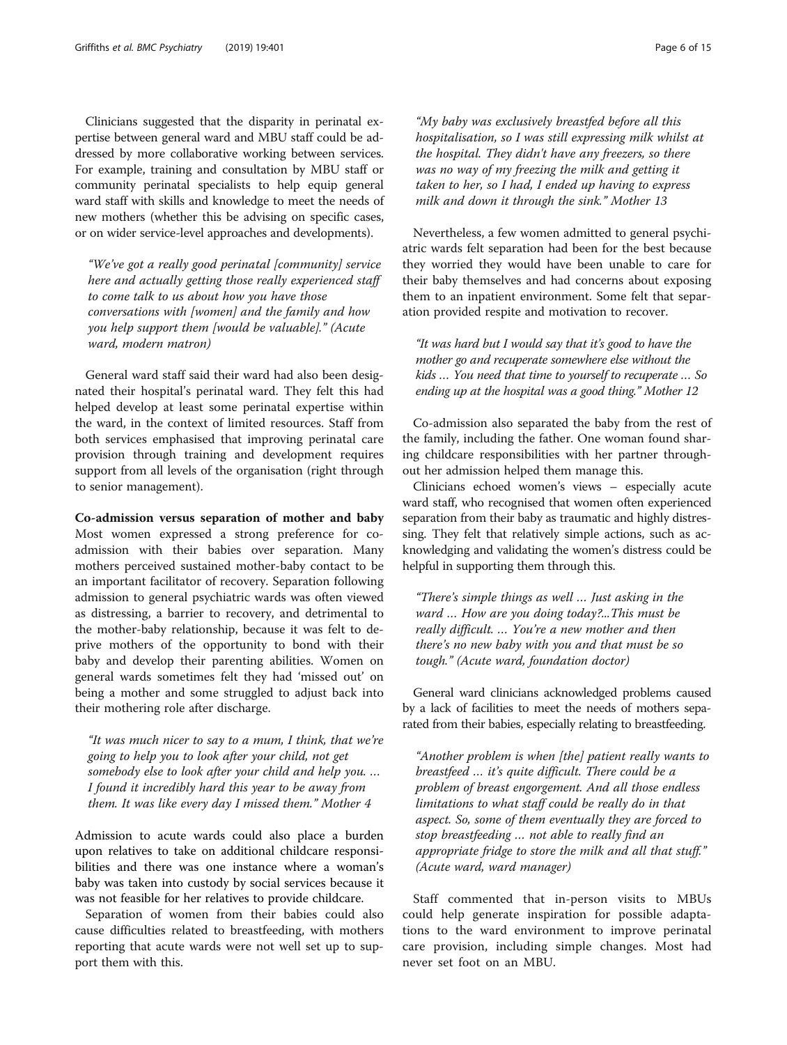Clinicians suggested that the disparity in perinatal expertise between general ward and MBU staff could be addressed by more collaborative working between services. For example, training and consultation by MBU staff or community perinatal specialists to help equip general ward staff with skills and knowledge to meet the needs of new mothers (whether this be advising on specific cases, or on wider service-level approaches and developments).

> *"We've got a really good perinatal [community] service here and actually getting those really experienced staff to come talk to us about how you have those conversations with [women] and the family and how you help support them [would be valuable]." (Acute ward, modern matron)*

General ward staff said their ward had also been designated their hospital's perinatal ward. They felt this had helped develop at least some perinatal expertise within the ward, in the context of limited resources. Staff from both services emphasised that improving perinatal care provision through training and development requires support from all levels of the organisation (right through to senior management).

**Co-admission versus separation of mother and baby** Most women expressed a strong preference for co-admission with their babies over separation. Many mothers perceived sustained mother-baby contact to be an important facilitator of recovery. Separation following admission to general psychiatric wards was often viewed as distressing, a barrier to recovery, and detrimental to the mother-baby relationship, because it was felt to deprive mothers of the opportunity to bond with their baby and develop their parenting abilities. Women on general wards sometimes felt they had 'missed out' on being a mother and some struggled to adjust back into their mothering role after discharge.

> *"It was much nicer to say to a mum, I think, that we're going to help you to look after your child, not get somebody else to look after your child and help you. … I found it incredibly hard this year to be away from them. It was like every day I missed them." Mother 4*

Admission to acute wards could also place a burden upon relatives to take on additional childcare responsibilities and there was one instance where a woman's baby was taken into custody by social services because it was not feasible for her relatives to provide childcare.

Separation of women from their babies could also cause difficulties related to breastfeeding, with mothers reporting that acute wards were not well set up to support them with this.

> *"My baby was exclusively breastfed before all this hospitalisation, so I was still expressing milk whilst at the hospital. They didn't have any freezers, so there was no way of my freezing the milk and getting it taken to her, so I had, I ended up having to express milk and down it through the sink." Mother 13*

Nevertheless, a few women admitted to general psychiatric wards felt separation had been for the best because they worried they would have been unable to care for their baby themselves and had concerns about exposing them to an inpatient environment. Some felt that separation provided respite and motivation to recover.

> *"It was hard but I would say that it's good to have the mother go and recuperate somewhere else without the kids … You need that time to yourself to recuperate … So ending up at the hospital was a good thing." Mother 12*

Co-admission also separated the baby from the rest of the family, including the father. One woman found sharing childcare responsibilities with her partner throughout her admission helped them manage this.

Clinicians echoed women's views – especially acute ward staff, who recognised that women often experienced separation from their baby as traumatic and highly distressing. They felt that relatively simple actions, such as acknowledging and validating the women's distress could be helpful in supporting them through this.

> *"There's simple things as well … Just asking in the ward … How are you doing today?...This must be really difficult. … You're a new mother and then there's no new baby with you and that must be so tough." (Acute ward, foundation doctor)*

General ward clinicians acknowledged problems caused by a lack of facilities to meet the needs of mothers separated from their babies, especially relating to breastfeeding.

> *"Another problem is when [the] patient really wants to breastfeed … it's quite difficult. There could be a problem of breast engorgement. And all those endless limitations to what staff could be really do in that aspect. So, some of them eventually they are forced to stop breastfeeding … not able to really find an appropriate fridge to store the milk and all that stuff." (Acute ward, ward manager)*

Staff commented that in-person visits to MBUs could help generate inspiration for possible adaptations to the ward environment to improve perinatal care provision, including simple changes. Most had never set foot on an MBU.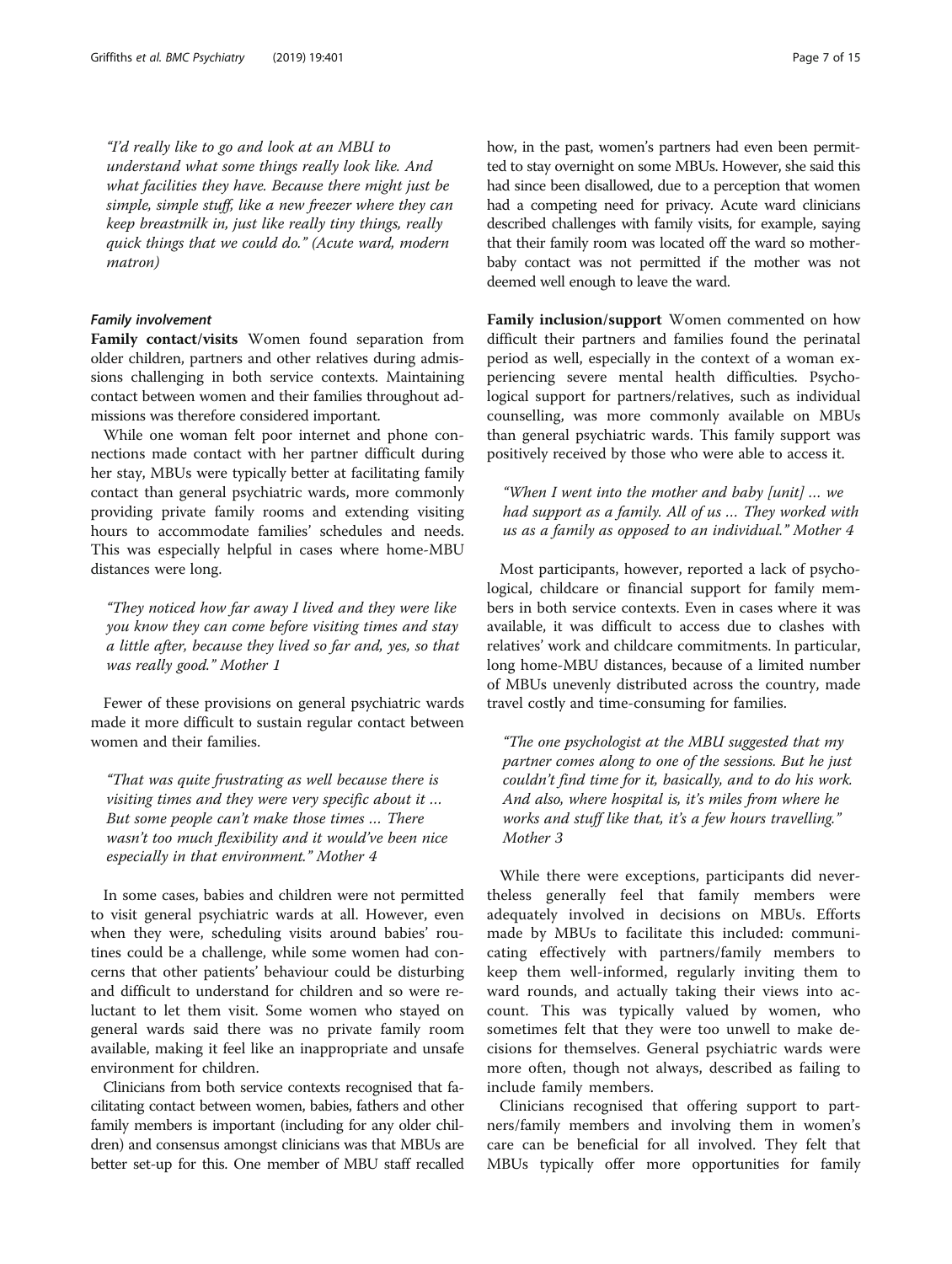"I'd really like to go and look at an MBU to understand what some things really look like. And what facilities they have. Because there might just be simple, simple stuff, like a new freezer where they can keep breastmilk in, just like really tiny things, really quick things that we could do." (Acute ward, modern matron)

#### *Family involvement*

**Family contact/visits** Women found separation from older children, partners and other relatives during admissions challenging in both service contexts. Maintaining contact between women and their families throughout admissions was therefore considered important.

While one woman felt poor internet and phone connections made contact with her partner difficult during her stay, MBUs were typically better at facilitating family contact than general psychiatric wards, more commonly providing private family rooms and extending visiting hours to accommodate families' schedules and needs. This was especially helpful in cases where home-MBU distances were long.

"They noticed how far away I lived and they were like you know they can come before visiting times and stay a little after, because they lived so far and, yes, so that was really good." Mother 1

Fewer of these provisions on general psychiatric wards made it more difficult to sustain regular contact between women and their families.

"That was quite frustrating as well because there is visiting times and they were very specific about it … But some people can't make those times … There wasn't too much flexibility and it would've been nice especially in that environment." Mother 4

In some cases, babies and children were not permitted to visit general psychiatric wards at all. However, even when they were, scheduling visits around babies' routines could be a challenge, while some women had concerns that other patients' behaviour could be disturbing and difficult to understand for children and so were reluctant to let them visit. Some women who stayed on general wards said there was no private family room available, making it feel like an inappropriate and unsafe environment for children.

Clinicians from both service contexts recognised that facilitating contact between women, babies, fathers and other family members is important (including for any older children) and consensus amongst clinicians was that MBUs are better set-up for this. One member of MBU staff recalled how, in the past, women's partners had even been permitted to stay overnight on some MBUs. However, she said this had since been disallowed, due to a perception that women had a competing need for privacy. Acute ward clinicians described challenges with family visits, for example, saying that their family room was located off the ward so mother-baby contact was not permitted if the mother was not deemed well enough to leave the ward.

**Family inclusion/support** Women commented on how difficult their partners and families found the perinatal period as well, especially in the context of a woman experiencing severe mental health difficulties. Psychological support for partners/relatives, such as individual counselling, was more commonly available on MBUs than general psychiatric wards. This family support was positively received by those who were able to access it.

"When I went into the mother and baby [unit] … we had support as a family. All of us … They worked with us as a family as opposed to an individual." Mother 4

Most participants, however, reported a lack of psychological, childcare or financial support for family members in both service contexts. Even in cases where it was available, it was difficult to access due to clashes with relatives' work and childcare commitments. In particular, long home-MBU distances, because of a limited number of MBUs unevenly distributed across the country, made travel costly and time-consuming for families.

"The one psychologist at the MBU suggested that my partner comes along to one of the sessions. But he just couldn't find time for it, basically, and to do his work. And also, where hospital is, it's miles from where he works and stuff like that, it's a few hours travelling." Mother 3

While there were exceptions, participants did nevertheless generally feel that family members were adequately involved in decisions on MBUs. Efforts made by MBUs to facilitate this included: communicating effectively with partners/family members to keep them well-informed, regularly inviting them to ward rounds, and actually taking their views into account. This was typically valued by women, who sometimes felt that they were too unwell to make decisions for themselves. General psychiatric wards were more often, though not always, described as failing to include family members.

Clinicians recognised that offering support to partners/family members and involving them in women's care can be beneficial for all involved. They felt that MBUs typically offer more opportunities for family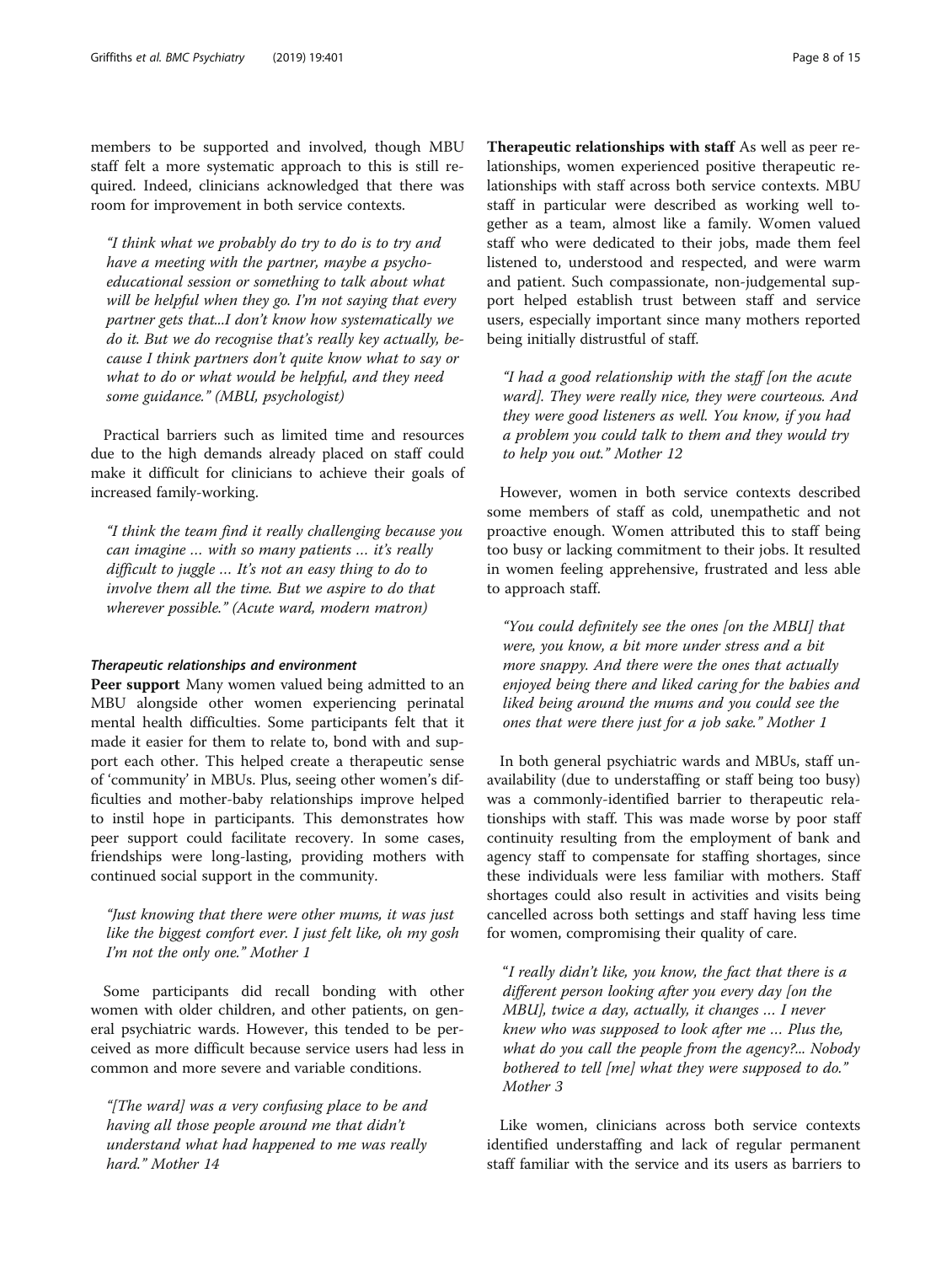members to be supported and involved, though MBU staff felt a more systematic approach to this is still required. Indeed, clinicians acknowledged that there was room for improvement in both service contexts.

> *"I think what we probably do try to do is to try and have a meeting with the partner, maybe a psycho-educational session or something to talk about what will be helpful when they go. I'm not saying that every partner gets that...I don't know how systematically we do it. But we do recognise that's really key actually, because I think partners don't quite know what to say or what to do or what would be helpful, and they need some guidance." (MBU, psychologist)*

Practical barriers such as limited time and resources due to the high demands already placed on staff could make it difficult for clinicians to achieve their goals of increased family-working.

> *"I think the team find it really challenging because you can imagine … with so many patients … it's really difficult to juggle … It's not an easy thing to do to involve them all the time. But we aspire to do that wherever possible." (Acute ward, modern matron)*

#### *Therapeutic relationships and environment*

**Peer support** Many women valued being admitted to an MBU alongside other women experiencing perinatal mental health difficulties. Some participants felt that it made it easier for them to relate to, bond with and support each other. This helped create a therapeutic sense of 'community' in MBUs. Plus, seeing other women's difficulties and mother-baby relationships improve helped to instil hope in participants. This demonstrates how peer support could facilitate recovery. In some cases, friendships were long-lasting, providing mothers with continued social support in the community.

> *"Just knowing that there were other mums, it was just like the biggest comfort ever. I just felt like, oh my gosh I'm not the only one." Mother 1*

Some participants did recall bonding with other women with older children, and other patients, on general psychiatric wards. However, this tended to be perceived as more difficult because service users had less in common and more severe and variable conditions.

> *"[The ward] was a very confusing place to be and having all those people around me that didn't understand what had happened to me was really hard." Mother 14*

**Therapeutic relationships with staff** As well as peer relationships, women experienced positive therapeutic relationships with staff across both service contexts. MBU staff in particular were described as working well together as a team, almost like a family. Women valued staff who were dedicated to their jobs, made them feel listened to, understood and respected, and were warm and patient. Such compassionate, non-judgemental support helped establish trust between staff and service users, especially important since many mothers reported being initially distrustful of staff.

> *"I had a good relationship with the staff [on the acute ward]. They were really nice, they were courteous. And they were good listeners as well. You know, if you had a problem you could talk to them and they would try to help you out." Mother 12*

However, women in both service contexts described some members of staff as cold, unempathetic and not proactive enough. Women attributed this to staff being too busy or lacking commitment to their jobs. It resulted in women feeling apprehensive, frustrated and less able to approach staff.

> *"You could definitely see the ones [on the MBU] that were, you know, a bit more under stress and a bit more snappy. And there were the ones that actually enjoyed being there and liked caring for the babies and liked being around the mums and you could see the ones that were there just for a job sake." Mother 1*

In both general psychiatric wards and MBUs, staff unavailability (due to understaffing or staff being too busy) was a commonly-identified barrier to therapeutic relationships with staff. This was made worse by poor staff continuity resulting from the employment of bank and agency staff to compensate for staffing shortages, since these individuals were less familiar with mothers. Staff shortages could also result in activities and visits being cancelled across both settings and staff having less time for women, compromising their quality of care.

> *"I really didn't like, you know, the fact that there is a different person looking after you every day [on the MBU], twice a day, actually, it changes … I never knew who was supposed to look after me … Plus the, what do you call the people from the agency?... Nobody bothered to tell [me] what they were supposed to do." Mother 3*

Like women, clinicians across both service contexts identified understaffing and lack of regular permanent staff familiar with the service and its users as barriers to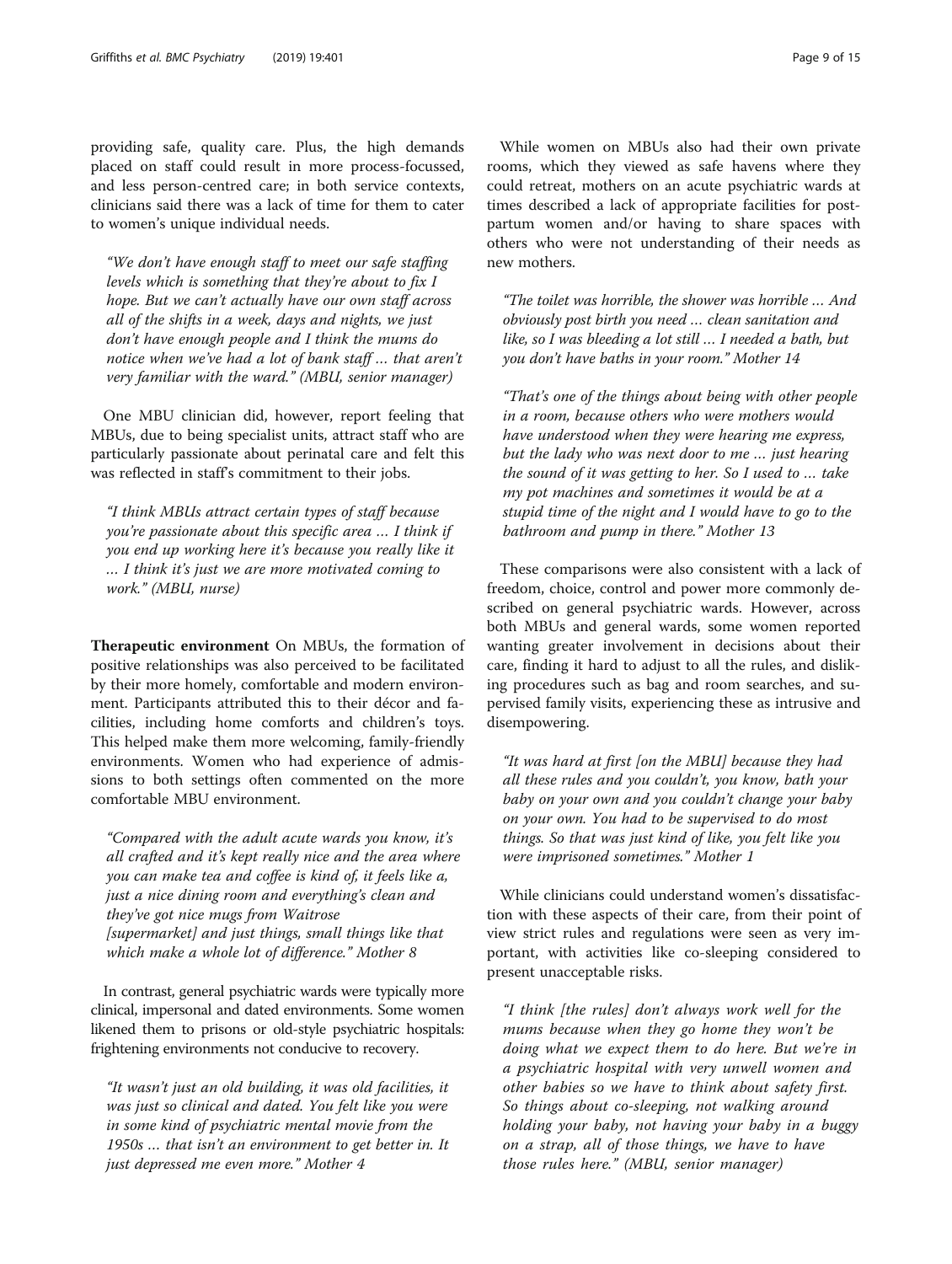providing safe, quality care. Plus, the high demands placed on staff could result in more process-focussed, and less person-centred care; in both service contexts, clinicians said there was a lack of time for them to cater to women's unique individual needs.

> *"We don't have enough staff to meet our safe staffing levels which is something that they're about to fix I hope. But we can't actually have our own staff across all of the shifts in a week, days and nights, we just don't have enough people and I think the mums do notice when we've had a lot of bank staff … that aren't very familiar with the ward." (MBU, senior manager)*

One MBU clinician did, however, report feeling that MBUs, due to being specialist units, attract staff who are particularly passionate about perinatal care and felt this was reflected in staff's commitment to their jobs.

> *"I think MBUs attract certain types of staff because you're passionate about this specific area … I think if you end up working here it's because you really like it … I think it's just we are more motivated coming to work." (MBU, nurse)*

**Therapeutic environment** On MBUs, the formation of positive relationships was also perceived to be facilitated by their more homely, comfortable and modern environment. Participants attributed this to their décor and facilities, including home comforts and children's toys. This helped make them more welcoming, family-friendly environments. Women who had experience of admissions to both settings often commented on the more comfortable MBU environment.

> *"Compared with the adult acute wards you know, it's all crafted and it's kept really nice and the area where you can make tea and coffee is kind of, it feels like a, just a nice dining room and everything's clean and they've got nice mugs from Waitrose [supermarket] and just things, small things like that which make a whole lot of difference." Mother 8*

In contrast, general psychiatric wards were typically more clinical, impersonal and dated environments. Some women likened them to prisons or old-style psychiatric hospitals: frightening environments not conducive to recovery.

> *"It wasn't just an old building, it was old facilities, it was just so clinical and dated. You felt like you were in some kind of psychiatric mental movie from the 1950s … that isn't an environment to get better in. It just depressed me even more." Mother 4*

While women on MBUs also had their own private rooms, which they viewed as safe havens where they could retreat, mothers on an acute psychiatric wards at times described a lack of appropriate facilities for postpartum women and/or having to share spaces with others who were not understanding of their needs as new mothers.

> *"The toilet was horrible, the shower was horrible … And obviously post birth you need … clean sanitation and like, so I was bleeding a lot still … I needed a bath, but you don't have baths in your room." Mother 14*

> *"That's one of the things about being with other people in a room, because others who were mothers would have understood when they were hearing me express, but the lady who was next door to me … just hearing the sound of it was getting to her. So I used to … take my pot machines and sometimes it would be at a stupid time of the night and I would have to go to the bathroom and pump in there." Mother 13*

These comparisons were also consistent with a lack of freedom, choice, control and power more commonly described on general psychiatric wards. However, across both MBUs and general wards, some women reported wanting greater involvement in decisions about their care, finding it hard to adjust to all the rules, and disliking procedures such as bag and room searches, and supervised family visits, experiencing these as intrusive and disempowering.

> *"It was hard at first [on the MBU] because they had all these rules and you couldn't, you know, bath your baby on your own and you couldn't change your baby on your own. You had to be supervised to do most things. So that was just kind of like, you felt like you were imprisoned sometimes." Mother 1*

While clinicians could understand women's dissatisfaction with these aspects of their care, from their point of view strict rules and regulations were seen as very important, with activities like co-sleeping considered to present unacceptable risks.

> *"I think [the rules] don't always work well for the mums because when they go home they won't be doing what we expect them to do here. But we're in a psychiatric hospital with very unwell women and other babies so we have to think about safety first. So things about co-sleeping, not walking around holding your baby, not having your baby in a buggy on a strap, all of those things, we have to have those rules here." (MBU, senior manager)*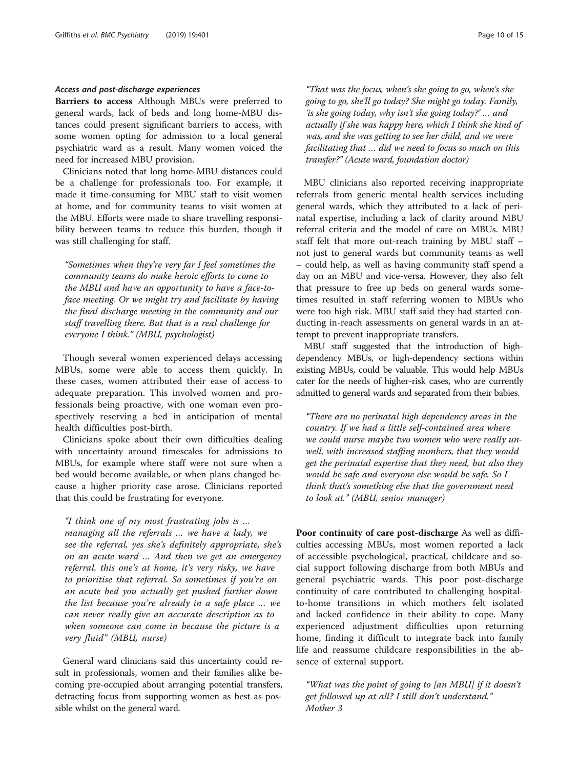### Access and post-discharge experiences

**Barriers to access** Although MBUs were preferred to general wards, lack of beds and long home-MBU distances could present significant barriers to access, with some women opting for admission to a local general psychiatric ward as a result. Many women voiced the need for increased MBU provision.

Clinicians noted that long home-MBU distances could be a challenge for professionals too. For example, it made it time-consuming for MBU staff to visit women at home, and for community teams to visit women at the MBU. Efforts were made to share travelling responsibility between teams to reduce this burden, though it was still challenging for staff.

> *"Sometimes when they're very far I feel sometimes the community teams do make heroic efforts to come to the MBU and have an opportunity to have a face-to-face meeting. Or we might try and facilitate by having the final discharge meeting in the community and our staff travelling there. But that is a real challenge for everyone I think." (MBU, psychologist)*

Though several women experienced delays accessing MBUs, some were able to access them quickly. In these cases, women attributed their ease of access to adequate preparation. This involved women and professionals being proactive, with one woman even prospectively reserving a bed in anticipation of mental health difficulties post-birth.

Clinicians spoke about their own difficulties dealing with uncertainty around timescales for admissions to MBUs, for example where staff were not sure when a bed would become available, or when plans changed because a higher priority case arose. Clinicians reported that this could be frustrating for everyone.

> *"I think one of my most frustrating jobs is … managing all the referrals … we have a lady, we see the referral, yes she's definitely appropriate, she's on an acute ward … And then we get an emergency referral, this one's at home, it's very risky, we have to prioritise that referral. So sometimes if you're on an acute bed you actually get pushed further down the list because you're already in a safe place … we can never really give an accurate description as to when someone can come in because the picture is a very fluid" (MBU, nurse)*

General ward clinicians said this uncertainty could result in professionals, women and their families alike becoming pre-occupied about arranging potential transfers, detracting focus from supporting women as best as possible whilst on the general ward.

> *"That was the focus, when's she going to go, when's she going to go, she'll go today? She might go today. Family, 'is she going today, why isn't she going today?' … and actually if she was happy here, which I think she kind of was, and she was getting to see her child, and we were facilitating that … did we need to focus so much on this transfer?" (Acute ward, foundation doctor)*

MBU clinicians also reported receiving inappropriate referrals from generic mental health services including general wards, which they attributed to a lack of perinatal expertise, including a lack of clarity around MBU referral criteria and the model of care on MBUs. MBU staff felt that more out-reach training by MBU staff – not just to general wards but community teams as well – could help, as well as having community staff spend a day on an MBU and vice-versa. However, they also felt that pressure to free up beds on general wards sometimes resulted in staff referring women to MBUs who were too high risk. MBU staff said they had started conducting in-reach assessments on general wards in an attempt to prevent inappropriate transfers.

MBU staff suggested that the introduction of high-dependency MBUs, or high-dependency sections within existing MBUs, could be valuable. This would help MBUs cater for the needs of higher-risk cases, who are currently admitted to general wards and separated from their babies.

> *"There are no perinatal high dependency areas in the country. If we had a little self-contained area where we could nurse maybe two women who were really unwell, with increased staffing numbers, that they would get the perinatal expertise that they need, but also they would be safe and everyone else would be safe. So I think that's something else that the government need to look at." (MBU, senior manager)*

**Poor continuity of care post-discharge** As well as difficulties accessing MBUs, most women reported a lack of accessible psychological, practical, childcare and social support following discharge from both MBUs and general psychiatric wards. This poor post-discharge continuity of care contributed to challenging hospital-to-home transitions in which mothers felt isolated and lacked confidence in their ability to cope. Many experienced adjustment difficulties upon returning home, finding it difficult to integrate back into family life and reassume childcare responsibilities in the absence of external support.

> *"What was the point of going to [an MBU] if it doesn't get followed up at all? I still don't understand."* Mother 3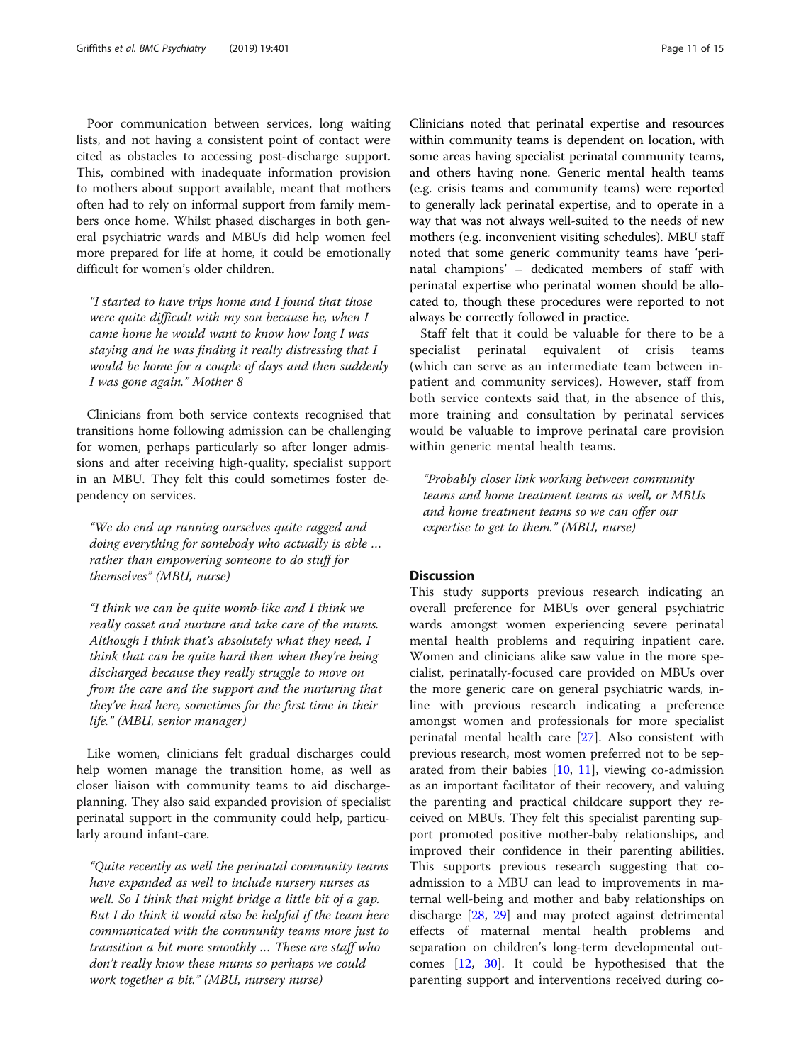Poor communication between services, long waiting lists, and not having a consistent point of contact were cited as obstacles to accessing post-discharge support. This, combined with inadequate information provision to mothers about support available, meant that mothers often had to rely on informal support from family members once home. Whilst phased discharges in both general psychiatric wards and MBUs did help women feel more prepared for life at home, it could be emotionally difficult for women's older children.

> *"I started to have trips home and I found that those were quite difficult with my son because he, when I came home he would want to know how long I was staying and he was finding it really distressing that I would be home for a couple of days and then suddenly I was gone again." Mother 8*

Clinicians from both service contexts recognised that transitions home following admission can be challenging for women, perhaps particularly so after longer admissions and after receiving high-quality, specialist support in an MBU. They felt this could sometimes foster dependency on services.

> *"We do end up running ourselves quite ragged and doing everything for somebody who actually is able … rather than empowering someone to do stuff for themselves" (MBU, nurse)*

> *"I think we can be quite womb-like and I think we really cosset and nurture and take care of the mums. Although I think that's absolutely what they need, I think that can be quite hard then when they're being discharged because they really struggle to move on from the care and the support and the nurturing that they've had here, sometimes for the first time in their life." (MBU, senior manager)*

Like women, clinicians felt gradual discharges could help women manage the transition home, as well as closer liaison with community teams to aid discharge-planning. They also said expanded provision of specialist perinatal support in the community could help, particularly around infant-care.

> *"Quite recently as well the perinatal community teams have expanded as well to include nursery nurses as well. So I think that might bridge a little bit of a gap. But I do think it would also be helpful if the team here communicated with the community teams more just to transition a bit more smoothly … These are staff who don't really know these mums so perhaps we could work together a bit." (MBU, nursery nurse)*

Clinicians noted that perinatal expertise and resources within community teams is dependent on location, with some areas having specialist perinatal community teams, and others having none. Generic mental health teams (e.g. crisis teams and community teams) were reported to generally lack perinatal expertise, and to operate in a way that was not always well-suited to the needs of new mothers (e.g. inconvenient visiting schedules). MBU staff noted that some generic community teams have 'perinatal champions' – dedicated members of staff with perinatal expertise who perinatal women should be allocated to, though these procedures were reported to not always be correctly followed in practice.

Staff felt that it could be valuable for there to be a specialist perinatal equivalent of crisis teams (which can serve as an intermediate team between inpatient and community services). However, staff from both service contexts said that, in the absence of this, more training and consultation by perinatal services would be valuable to improve perinatal care provision within generic mental health teams.

> *"Probably closer link working between community teams and home treatment teams as well, or MBUs and home treatment teams so we can offer our expertise to get to them." (MBU, nurse)*

## Discussion

This study supports previous research indicating an overall preference for MBUs over general psychiatric wards amongst women experiencing severe perinatal mental health problems and requiring inpatient care. Women and clinicians alike saw value in the more specialist, perinatally-focused care provided on MBUs over the more generic care on general psychiatric wards, in-line with previous research indicating a preference amongst women and professionals for more specialist perinatal mental health care [27]. Also consistent with previous research, most women preferred not to be separated from their babies [10, 11], viewing co-admission as an important facilitator of their recovery, and valuing the parenting and practical childcare support they received on MBUs. They felt this specialist parenting support promoted positive mother-baby relationships, and improved their confidence in their parenting abilities. This supports previous research suggesting that co-admission to a MBU can lead to improvements in maternal well-being and mother and baby relationships on discharge [28, 29] and may protect against detrimental effects of maternal mental health problems and separation on children's long-term developmental outcomes [12, 30]. It could be hypothesised that the parenting support and interventions received during co-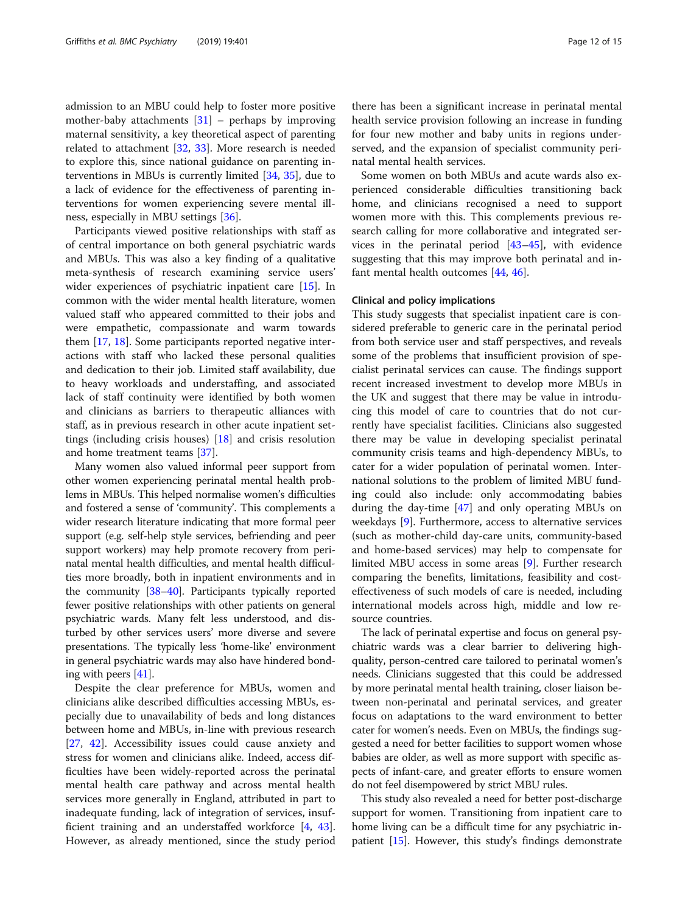admission to an MBU could help to foster more positive mother-baby attachments [31] – perhaps by improving maternal sensitivity, a key theoretical aspect of parenting related to attachment [32, 33]. More research is needed to explore this, since national guidance on parenting interventions in MBUs is currently limited [34, 35], due to a lack of evidence for the effectiveness of parenting interventions for women experiencing severe mental illness, especially in MBU settings [36].

Participants viewed positive relationships with staff as of central importance on both general psychiatric wards and MBUs. This was also a key finding of a qualitative meta-synthesis of research examining service users' wider experiences of psychiatric inpatient care [15]. In common with the wider mental health literature, women valued staff who appeared committed to their jobs and were empathetic, compassionate and warm towards them [17, 18]. Some participants reported negative interactions with staff who lacked these personal qualities and dedication to their job. Limited staff availability, due to heavy workloads and understaffing, and associated lack of staff continuity were identified by both women and clinicians as barriers to therapeutic alliances with staff, as in previous research in other acute inpatient settings (including crisis houses) [18] and crisis resolution and home treatment teams [37].

Many women also valued informal peer support from other women experiencing perinatal mental health problems in MBUs. This helped normalise women's difficulties and fostered a sense of 'community'. This complements a wider research literature indicating that more formal peer support (e.g. self-help style services, befriending and peer support workers) may help promote recovery from perinatal mental health difficulties, and mental health difficulties more broadly, both in inpatient environments and in the community [38–40]. Participants typically reported fewer positive relationships with other patients on general psychiatric wards. Many felt less understood, and disturbed by other services users' more diverse and severe presentations. The typically less 'home-like' environment in general psychiatric wards may also have hindered bonding with peers [41].

Despite the clear preference for MBUs, women and clinicians alike described difficulties accessing MBUs, especially due to unavailability of beds and long distances between home and MBUs, in-line with previous research [27, 42]. Accessibility issues could cause anxiety and stress for women and clinicians alike. Indeed, access difficulties have been widely-reported across the perinatal mental health care pathway and across mental health services more generally in England, attributed in part to inadequate funding, lack of integration of services, insufficient training and an understaffed workforce [4, 43]. However, as already mentioned, since the study period there has been a significant increase in perinatal mental health service provision following an increase in funding for four new mother and baby units in regions underserved, and the expansion of specialist community perinatal mental health services.

Some women on both MBUs and acute wards also experienced considerable difficulties transitioning back home, and clinicians recognised a need to support women more with this. This complements previous research calling for more collaborative and integrated services in the perinatal period [43–45], with evidence suggesting that this may improve both perinatal and infant mental health outcomes [44, 46].

### Clinical and policy implications

This study suggests that specialist inpatient care is considered preferable to generic care in the perinatal period from both service user and staff perspectives, and reveals some of the problems that insufficient provision of specialist perinatal services can cause. The findings support recent increased investment to develop more MBUs in the UK and suggest that there may be value in introducing this model of care to countries that do not currently have specialist facilities. Clinicians also suggested there may be value in developing specialist perinatal community crisis teams and high-dependency MBUs, to cater for a wider population of perinatal women. International solutions to the problem of limited MBU funding could also include: only accommodating babies during the day-time [47] and only operating MBUs on weekdays [9]. Furthermore, access to alternative services (such as mother-child day-care units, community-based and home-based services) may help to compensate for limited MBU access in some areas [9]. Further research comparing the benefits, limitations, feasibility and cost-effectiveness of such models of care is needed, including international models across high, middle and low resource countries.

The lack of perinatal expertise and focus on general psychiatric wards was a clear barrier to delivering high-quality, person-centred care tailored to perinatal women's needs. Clinicians suggested that this could be addressed by more perinatal mental health training, closer liaison between non-perinatal and perinatal services, and greater focus on adaptations to the ward environment to better cater for women's needs. Even on MBUs, the findings suggested a need for better facilities to support women whose babies are older, as well as more support with specific aspects of infant-care, and greater efforts to ensure women do not feel disempowered by strict MBU rules.

This study also revealed a need for better post-discharge support for women. Transitioning from inpatient care to home living can be a difficult time for any psychiatric inpatient [15]. However, this study's findings demonstrate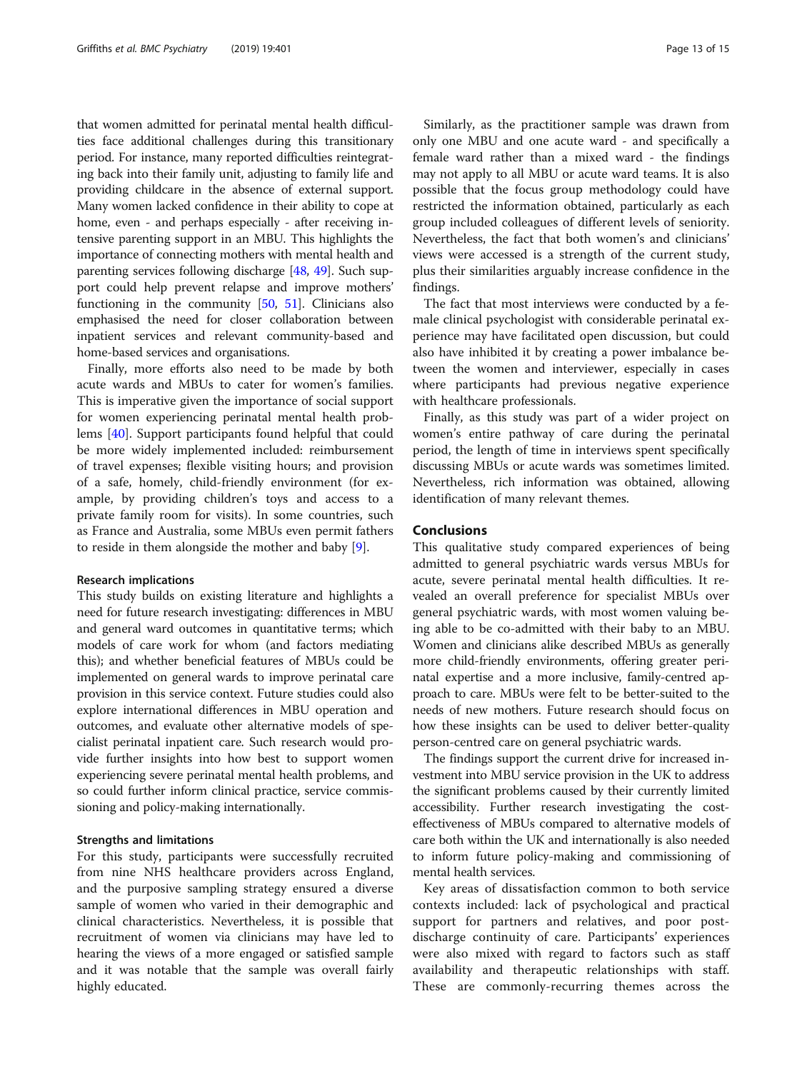that women admitted for perinatal mental health difficulties face additional challenges during this transitionary period. For instance, many reported difficulties reintegrating back into their family unit, adjusting to family life and providing childcare in the absence of external support. Many women lacked confidence in their ability to cope at home, even - and perhaps especially - after receiving intensive parenting support in an MBU. This highlights the importance of connecting mothers with mental health and parenting services following discharge [48, 49]. Such support could help prevent relapse and improve mothers' functioning in the community [50, 51]. Clinicians also emphasised the need for closer collaboration between inpatient services and relevant community-based and home-based services and organisations.

Finally, more efforts also need to be made by both acute wards and MBUs to cater for women's families. This is imperative given the importance of social support for women experiencing perinatal mental health problems [40]. Support participants found helpful that could be more widely implemented included: reimbursement of travel expenses; flexible visiting hours; and provision of a safe, homely, child-friendly environment (for example, by providing children's toys and access to a private family room for visits). In some countries, such as France and Australia, some MBUs even permit fathers to reside in them alongside the mother and baby [9].

### Research implications

This study builds on existing literature and highlights a need for future research investigating: differences in MBU and general ward outcomes in quantitative terms; which models of care work for whom (and factors mediating this); and whether beneficial features of MBUs could be implemented on general wards to improve perinatal care provision in this service context. Future studies could also explore international differences in MBU operation and outcomes, and evaluate other alternative models of specialist perinatal inpatient care. Such research would provide further insights into how best to support women experiencing severe perinatal mental health problems, and so could further inform clinical practice, service commissioning and policy-making internationally.

### Strengths and limitations

For this study, participants were successfully recruited from nine NHS healthcare providers across England, and the purposive sampling strategy ensured a diverse sample of women who varied in their demographic and clinical characteristics. Nevertheless, it is possible that recruitment of women via clinicians may have led to hearing the views of a more engaged or satisfied sample and it was notable that the sample was overall fairly highly educated.

Similarly, as the practitioner sample was drawn from only one MBU and one acute ward - and specifically a female ward rather than a mixed ward - the findings may not apply to all MBU or acute ward teams. It is also possible that the focus group methodology could have restricted the information obtained, particularly as each group included colleagues of different levels of seniority. Nevertheless, the fact that both women's and clinicians' views were accessed is a strength of the current study, plus their similarities arguably increase confidence in the findings.

The fact that most interviews were conducted by a female clinical psychologist with considerable perinatal experience may have facilitated open discussion, but could also have inhibited it by creating a power imbalance between the women and interviewer, especially in cases where participants had previous negative experience with healthcare professionals.

Finally, as this study was part of a wider project on women's entire pathway of care during the perinatal period, the length of time in interviews spent specifically discussing MBUs or acute wards was sometimes limited. Nevertheless, rich information was obtained, allowing identification of many relevant themes.

## Conclusions

This qualitative study compared experiences of being admitted to general psychiatric wards versus MBUs for acute, severe perinatal mental health difficulties. It revealed an overall preference for specialist MBUs over general psychiatric wards, with most women valuing being able to be co-admitted with their baby to an MBU. Women and clinicians alike described MBUs as generally more child-friendly environments, offering greater perinatal expertise and a more inclusive, family-centred approach to care. MBUs were felt to be better-suited to the needs of new mothers. Future research should focus on how these insights can be used to deliver better-quality person-centred care on general psychiatric wards.

The findings support the current drive for increased investment into MBU service provision in the UK to address the significant problems caused by their currently limited accessibility. Further research investigating the cost-effectiveness of MBUs compared to alternative models of care both within the UK and internationally is also needed to inform future policy-making and commissioning of mental health services.

Key areas of dissatisfaction common to both service contexts included: lack of psychological and practical support for partners and relatives, and poor post-discharge continuity of care. Participants' experiences were also mixed with regard to factors such as staff availability and therapeutic relationships with staff. These are commonly-recurring themes across the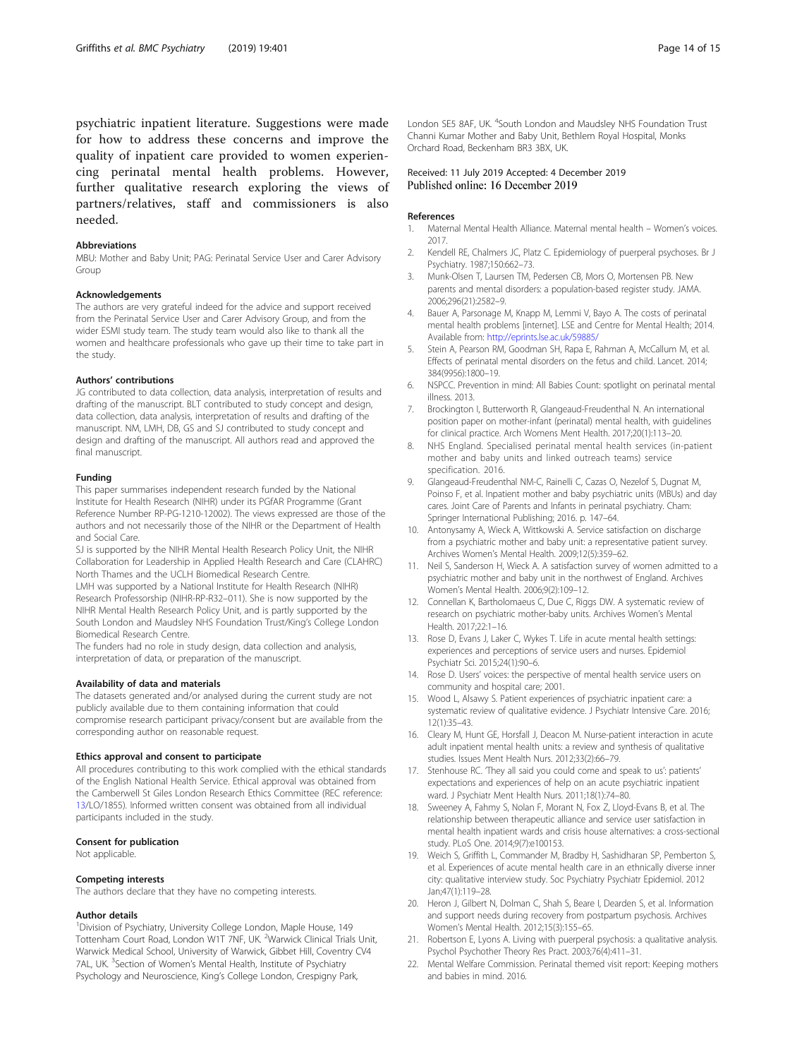psychiatric inpatient literature. Suggestions were made for how to address these concerns and improve the quality of inpatient care provided to women experiencing perinatal mental health problems. However, further qualitative research exploring the views of partners/relatives, staff and commissioners is also needed.

### Abbreviations

MBU: Mother and Baby Unit; PAG: Perinatal Service User and Carer Advisory Group

### Acknowledgements

The authors are very grateful indeed for the advice and support received from the Perinatal Service User and Carer Advisory Group, and from the wider ESMI study team. The study team would also like to thank all the women and healthcare professionals who gave up their time to take part in the study.

### Authors' contributions

JG contributed to data collection, data analysis, interpretation of results and drafting of the manuscript. BLT contributed to study concept and design, data collection, data analysis, interpretation of results and drafting of the manuscript. NM, LMH, DB, GS and SJ contributed to study concept and design and drafting of the manuscript. All authors read and approved the final manuscript.

### Funding

This paper summarises independent research funded by the National Institute for Health Research (NIHR) under its PGfAR Programme (Grant Reference Number RP-PG-1210-12002). The views expressed are those of the authors and not necessarily those of the NIHR or the Department of Health and Social Care.

SJ is supported by the NIHR Mental Health Research Policy Unit, the NIHR Collaboration for Leadership in Applied Health Research and Care (CLAHRC) North Thames and the UCLH Biomedical Research Centre.

LMH was supported by a National Institute for Health Research (NIHR) Research Professorship (NIHR-RP-R32–011). She is now supported by the NIHR Mental Health Research Policy Unit, and is partly supported by the South London and Maudsley NHS Foundation Trust/King's College London Biomedical Research Centre.

The funders had no role in study design, data collection and analysis, interpretation of data, or preparation of the manuscript.

### Availability of data and materials

The datasets generated and/or analysed during the current study are not publicly available due to them containing information that could compromise research participant privacy/consent but are available from the corresponding author on reasonable request.

### Ethics approval and consent to participate

All procedures contributing to this work complied with the ethical standards of the English National Health Service. Ethical approval was obtained from the Camberwell St Giles London Research Ethics Committee (REC reference: 13/LO/1855). Informed written consent was obtained from all individual participants included in the study.

### Consent for publication

Not applicable.

### Competing interests

The authors declare that they have no competing interests.

### Author details

[1]Division of Psychiatry, University College London, Maple House, 149 Tottenham Court Road, London W1T 7NF, UK. [2]Warwick Clinical Trials Unit, Warwick Medical School, University of Warwick, Gibbet Hill, Coventry CV4 7AL, UK. [3]Section of Women's Mental Health, Institute of Psychiatry Psychology and Neuroscience, King's College London, Crespigny Park, London SE5 8AF, UK. [4]South London and Maudsley NHS Foundation Trust Channi Kumar Mother and Baby Unit, Bethlem Royal Hospital, Monks Orchard Road, Beckenham BR3 3BX, UK.

Received: 11 July 2019 Accepted: 4 December 2019
Published online: 16 December 2019

### References

1. Maternal Mental Health Alliance. Maternal mental health – Women's voices. 2017.
2. Kendell RE, Chalmers JC, Platz C. Epidemiology of puerperal psychoses. Br J Psychiatry. 1987;150:662–73.
3. Munk-Olsen T, Laursen TM, Pedersen CB, Mors O, Mortensen PB. New parents and mental disorders: a population-based register study. JAMA. 2006;296(21):2582–9.
4. Bauer A, Parsonage M, Knapp M, Lemmi V, Bayo A. The costs of perinatal mental health problems [internet]. LSE and Centre for Mental Health; 2014. Available from: http://eprints.lse.ac.uk/59885/
5. Stein A, Pearson RM, Goodman SH, Rapa E, Rahman A, McCallum M, et al. Effects of perinatal mental disorders on the fetus and child. Lancet. 2014; 384(9956):1800–19.
6. NSPCC. Prevention in mind: All Babies Count: spotlight on perinatal mental illness. 2013.
7. Brockington I, Butterworth R, Glangeaud-Freudenthal N. An international position paper on mother-infant (perinatal) mental health, with guidelines for clinical practice. Arch Womens Ment Health. 2017;20(1):113–20.
8. NHS England. Specialised perinatal mental health services (in-patient mother and baby units and linked outreach teams) service specification. 2016.
9. Glangeaud-Freudenthal NM-C, Rainelli C, Cazas O, Nezelof S, Dugnat M, Poinso F, et al. Inpatient mother and baby psychiatric units (MBUs) and day cares. Joint Care of Parents and Infants in perinatal psychiatry. Cham: Springer International Publishing; 2016. p. 147–64.
10. Antonysamy A, Wieck A, Wittkowski A. Service satisfaction on discharge from a psychiatric mother and baby unit: a representative patient survey. Archives Women's Mental Health. 2009;12(5):359–62.
11. Neil S, Sanderson H, Wieck A. A satisfaction survey of women admitted to a psychiatric mother and baby unit in the northwest of England. Archives Women's Mental Health. 2006;9(2):109–12.
12. Connellan K, Bartholomaeus C, Due C, Riggs DW. A systematic review of research on psychiatric mother-baby units. Archives Women's Mental Health. 2017;22:1–16.
13. Rose D, Evans J, Laker C, Wykes T. Life in acute mental health settings: experiences and perceptions of service users and nurses. Epidemiol Psychiatr Sci. 2015;24(1):90–6.
14. Rose D. Users' voices: the perspective of mental health service users on community and hospital care; 2001.
15. Wood L, Alsawy S. Patient experiences of psychiatric inpatient care: a systematic review of qualitative evidence. J Psychiatr Intensive Care. 2016; 12(1):35–43.
16. Cleary M, Hunt GE, Horsfall J, Deacon M. Nurse-patient interaction in acute adult inpatient mental health units: a review and synthesis of qualitative studies. Issues Ment Health Nurs. 2012;33(2):66–79.
17. Stenhouse RC. 'They all said you could come and speak to us': patients' expectations and experiences of help on an acute psychiatric inpatient ward. J Psychiatr Ment Health Nurs. 2011;18(1):74–80.
18. Sweeney A, Fahmy S, Nolan F, Morant N, Fox Z, Lloyd-Evans B, et al. The relationship between therapeutic alliance and service user satisfaction in mental health inpatient wards and crisis house alternatives: a cross-sectional study. PLoS One. 2014;9(7):e100153.
19. Weich S, Griffith L, Commander M, Bradby H, Sashidharan SP, Pemberton S, et al. Experiences of acute mental health care in an ethnically diverse inner city: qualitative interview study. Soc Psychiatry Psychiatr Epidemiol. 2012 Jan;47(1):119–28.
20. Heron J, Gilbert N, Dolman C, Shah S, Beare I, Dearden S, et al. Information and support needs during recovery from postpartum psychosis. Archives Women's Mental Health. 2012;15(3):155–65.
21. Robertson E, Lyons A. Living with puerperal psychosis: a qualitative analysis. Psychol Psychother Theory Res Pract. 2003;76(4):411–31.
22. Mental Welfare Commission. Perinatal themed visit report: Keeping mothers and babies in mind. 2016.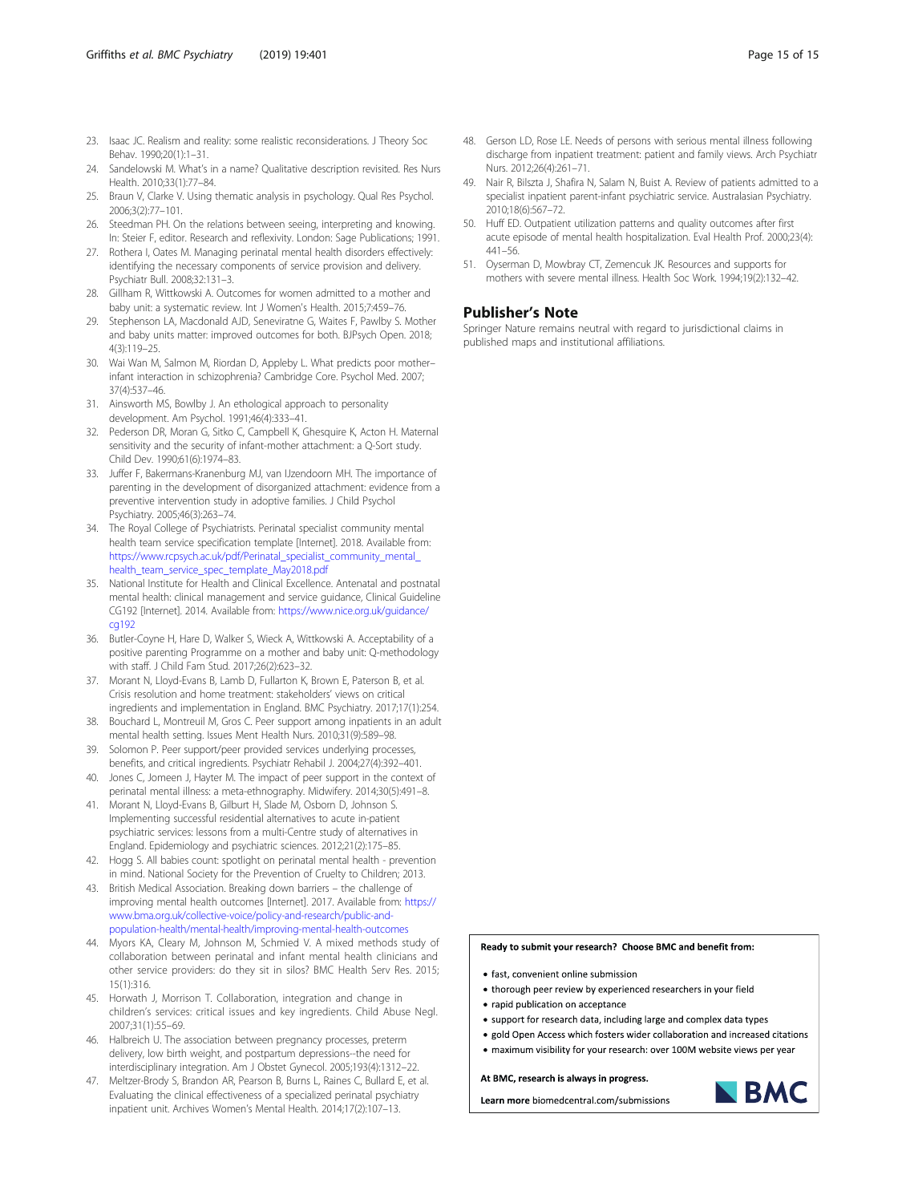23. Isaac JC. Realism and reality: some realistic reconsiderations. J Theory Soc Behav. 1990;20(1):1–31.
24. Sandelowski M. What's in a name? Qualitative description revisited. Res Nurs Health. 2010;33(1):77–84.
25. Braun V, Clarke V. Using thematic analysis in psychology. Qual Res Psychol. 2006;3(2):77–101.
26. Steedman PH. On the relations between seeing, interpreting and knowing. In: Steier F, editor. Research and reflexivity. London: Sage Publications; 1991.
27. Rothera I, Oates M. Managing perinatal mental health disorders effectively: identifying the necessary components of service provision and delivery. Psychiatr Bull. 2008;32:131–3.
28. Gillham R, Wittkowski A. Outcomes for women admitted to a mother and baby unit: a systematic review. Int J Women's Health. 2015;7:459–76.
29. Stephenson LA, Macdonald AJD, Seneviratne G, Waites F, Pawlby S. Mother and baby units matter: improved outcomes for both. BJPsych Open. 2018; 4(3):119–25.
30. Wai Wan M, Salmon M, Riordan D, Appleby L. What predicts poor mother–infant interaction in schizophrenia? Cambridge Core. Psychol Med. 2007; 37(4):537–46.
31. Ainsworth MS, Bowlby J. An ethological approach to personality development. Am Psychol. 1991;46(4):333–41.
32. Pederson DR, Moran G, Sitko C, Campbell K, Ghesquire K, Acton H. Maternal sensitivity and the security of infant-mother attachment: a Q-Sort study. Child Dev. 1990;61(6):1974–83.
33. Juffer F, Bakermans-Kranenburg MJ, van IJzendoorn MH. The importance of parenting in the development of disorganized attachment: evidence from a preventive intervention study in adoptive families. J Child Psychol Psychiatry. 2005;46(3):263–74.
34. The Royal College of Psychiatrists. Perinatal specialist community mental health team service specification template [Internet]. 2018. Available from: https://www.rcpsych.ac.uk/pdf/Perinatal_specialist_community_mental_health_team_service_spec_template_May2018.pdf
35. National Institute for Health and Clinical Excellence. Antenatal and postnatal mental health: clinical management and service guidance, Clinical Guideline CG192 [Internet]. 2014. Available from: https://www.nice.org.uk/guidance/cg192
36. Butler-Coyne H, Hare D, Walker S, Wieck A, Wittkowski A. Acceptability of a positive parenting Programme on a mother and baby unit: Q-methodology with staff. J Child Fam Stud. 2017;26(2):623–32.
37. Morant N, Lloyd-Evans B, Lamb D, Fullarton K, Brown E, Paterson B, et al. Crisis resolution and home treatment: stakeholders' views on critical ingredients and implementation in England. BMC Psychiatry. 2017;17(1):254.
38. Bouchard L, Montreuil M, Gros C. Peer support among inpatients in an adult mental health setting. Issues Ment Health Nurs. 2010;31(9):589–98.
39. Solomon P. Peer support/peer provided services underlying processes, benefits, and critical ingredients. Psychiatr Rehabil J. 2004;27(4):392–401.
40. Jones C, Jomeen J, Hayter M. The impact of peer support in the context of perinatal mental illness: a meta-ethnography. Midwifery. 2014;30(5):491–8.
41. Morant N, Lloyd-Evans B, Gilburt H, Slade M, Osborn D, Johnson S. Implementing successful residential alternatives to acute in-patient psychiatric services: lessons from a multi-Centre study of alternatives in England. Epidemiology and psychiatric sciences. 2012;21(2):175–85.
42. Hogg S. All babies count: spotlight on perinatal mental health - prevention in mind. National Society for the Prevention of Cruelty to Children; 2013.
43. British Medical Association. Breaking down barriers – the challenge of improving mental health outcomes [Internet]. 2017. Available from: https://www.bma.org.uk/collective-voice/policy-and-research/public-and-population-health/mental-health/improving-mental-health-outcomes
44. Myors KA, Cleary M, Johnson M, Schmied V. A mixed methods study of collaboration between perinatal and infant mental health clinicians and other service providers: do they sit in silos? BMC Health Serv Res. 2015; 15(1):316.
45. Horwath J, Morrison T. Collaboration, integration and change in children's services: critical issues and key ingredients. Child Abuse Negl. 2007;31(1):55–69.
46. Halbreich U. The association between pregnancy processes, preterm delivery, low birth weight, and postpartum depressions--the need for interdisciplinary integration. Am J Obstet Gynecol. 2005;193(4):1312–22.
47. Meltzer-Brody S, Brandon AR, Pearson B, Burns L, Raines C, Bullard E, et al. Evaluating the clinical effectiveness of a specialized perinatal psychiatry inpatient unit. Archives Women's Mental Health. 2014;17(2):107–13.
48. Gerson LD, Rose LE. Needs of persons with serious mental illness following discharge from inpatient treatment: patient and family views. Arch Psychiatr Nurs. 2012;26(4):261–71.
49. Nair R, Bilszta J, Shafira N, Salam N, Buist A. Review of patients admitted to a specialist inpatient parent-infant psychiatric service. Australasian Psychiatry. 2010;18(6):567–72.
50. Huff ED. Outpatient utilization patterns and quality outcomes after first acute episode of mental health hospitalization. Eval Health Prof. 2000;23(4): 441–56.
51. Oyserman D, Mowbray CT, Zemencuk JK. Resources and supports for mothers with severe mental illness. Health Soc Work. 1994;19(2):132–42.

## Publisher's Note

Springer Nature remains neutral with regard to jurisdictional claims in published maps and institutional affiliations.

**Ready to submit your research? Choose BMC and benefit from:**

- fast, convenient online submission
- thorough peer review by experienced researchers in your field
- rapid publication on acceptance
- support for research data, including large and complex data types
- gold Open Access which fosters wider collaboration and increased citations
- maximum visibility for your research: over 100M website views per year

**At BMC, research is always in progress.**

**Learn more** biomedcentral.com/submissions

BMC